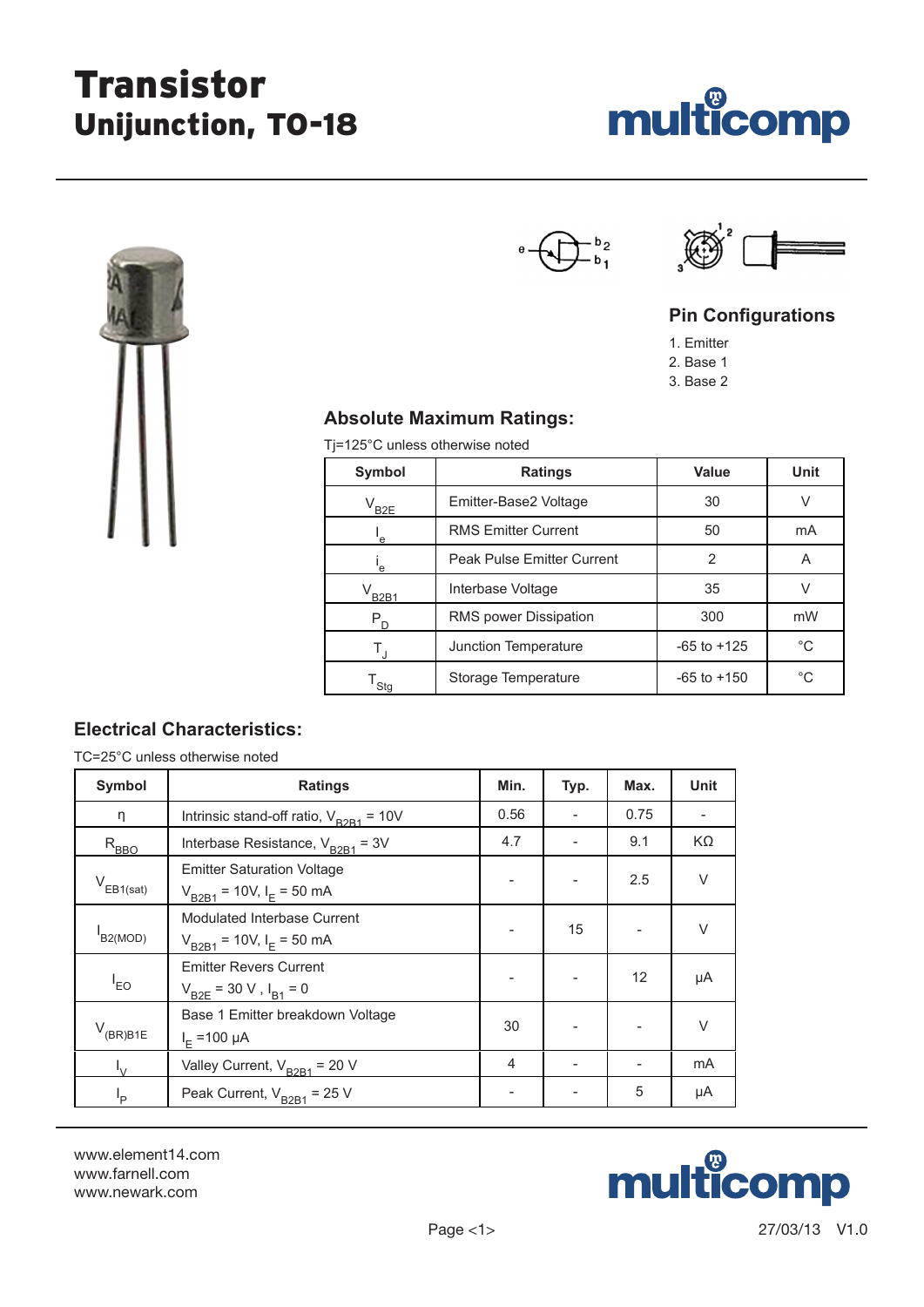# Transistor
## Unijunction, TO-18

multicomp

### Pin Configurations

1. Emitter
2. Base 1
3. Base 2

### Absolute Maximum Ratings:

Tj=125°C unless otherwise noted

| Symbol | Ratings | Value | Unit |
|---|---|---|---|
| $V_{B2E}$ | Emitter-Base2 Voltage | 30 | V |
| $I_e$ | RMS Emitter Current | 50 | mA |
| $i_e$ | Peak Pulse Emitter Current | 2 | A |
| $V_{B2B1}$ | Interbase Voltage | 35 | V |
| $P_D$ | RMS power Dissipation | 300 | mW |
| $T_J$ | Junction Temperature | -65 to +125 | °C |
| $T_{Stg}$ | Storage Temperature | -65 to +150 | °C |

### Electrical Characteristics:

TC=25°C unless otherwise noted

| Symbol | Ratings | Min. | Typ. | Max. | Unit |
|---|---|---|---|---|---|
| η | Intrinsic stand-off ratio, $V_{B2B1}$ = 10V | 0.56 | - | 0.75 | - |
| $R_{BBO}$ | Interbase Resistance, $V_{B2B1}$ = 3V | 4.7 | - | 9.1 | KΩ |
| $V_{EB1(sat)}$ | Emitter Saturation Voltage $V_{B2B1}$ = 10V, $I_E$ = 50 mA | - | - | 2.5 | V |
| $I_{B2(MOD)}$ | Modulated Interbase Current $V_{B2B1}$ = 10V, $I_E$ = 50 mA | - | 15 | - | V |
| $I_{EO}$ | Emitter Revers Current $V_{B2E}$ = 30 V , $I_{B1}$ = 0 | - | - | 12 | µA |
| $V_{(BR)B1E}$ | Base 1 Emitter breakdown Voltage $I_E$ =100 µA | 30 | - | - | V |
| $I_V$ | Valley Current, $V_{B2B1}$ = 20 V | 4 | - | - | mA |
| $I_P$ | Peak Current, $V_{B2B1}$ = 25 V | - | - | 5 | µA |

www.element14.com
www.farnell.com
www.newark.com

27/03/13 V1.0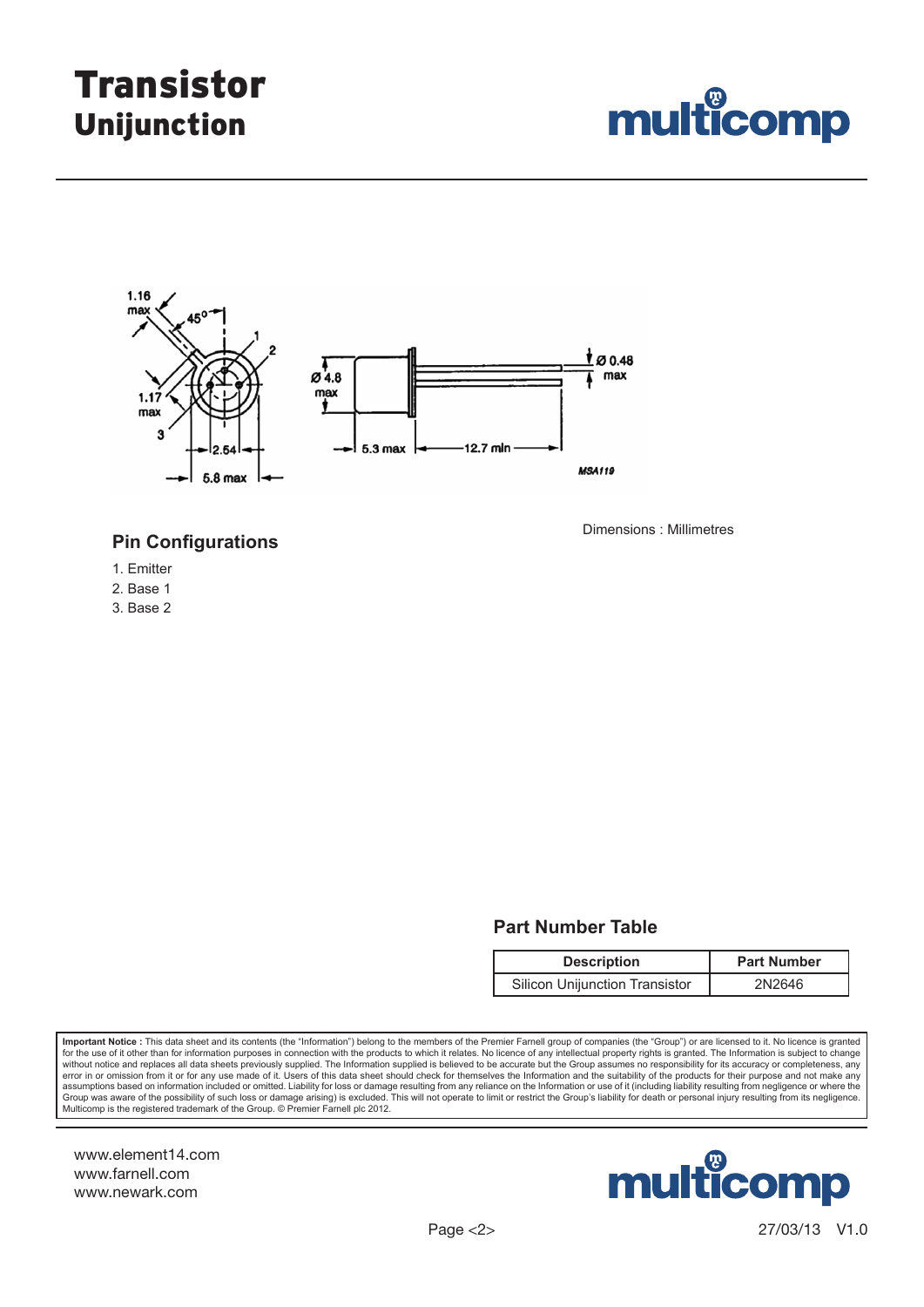# Transistor
## Unijunction

1.16 max

45°

1

2

1.17 max

3

2.54

5.8 max

Ø 4.8 max

5.3 max

12.7 min

Ø 0.48 max

MSA119

Dimensions : Millimetres

## Pin Configurations

1. Emitter
2. Base 1
3. Base 2

## Part Number Table

| Description | Part Number |
|---|---|
| Silicon Unijunction Transistor | 2N2646 |

**Important Notice :** This data sheet and its contents (the "Information") belong to the members of the Premier Farnell group of companies (the "Group") or are licensed to it. No licence is granted for the use of it other than for information purposes in connection with the products to which it relates. No licence of any intellectual property rights is granted. The Information is subject to change without notice and replaces all data sheets previously supplied. The Information supplied is believed to be accurate but the Group assumes no responsibility for its accuracy or completeness, any error in or omission from it or for any use made of it. Users of this data sheet should check for themselves the Information and the suitability of the products for their purpose and not make any assumptions based on information included or omitted. Liability for loss or damage resulting from any reliance on the Information or use of it (including liability resulting from negligence or where the Group was aware of the possibility of such loss or damage arising) is excluded. This will not operate to limit or restrict the Group's liability for death or personal injury resulting from its negligence. Multicomp is the registered trademark of the Group. © Premier Farnell plc 2012.

www.element14.com
www.farnell.com
www.newark.com

27/03/13 V1.0